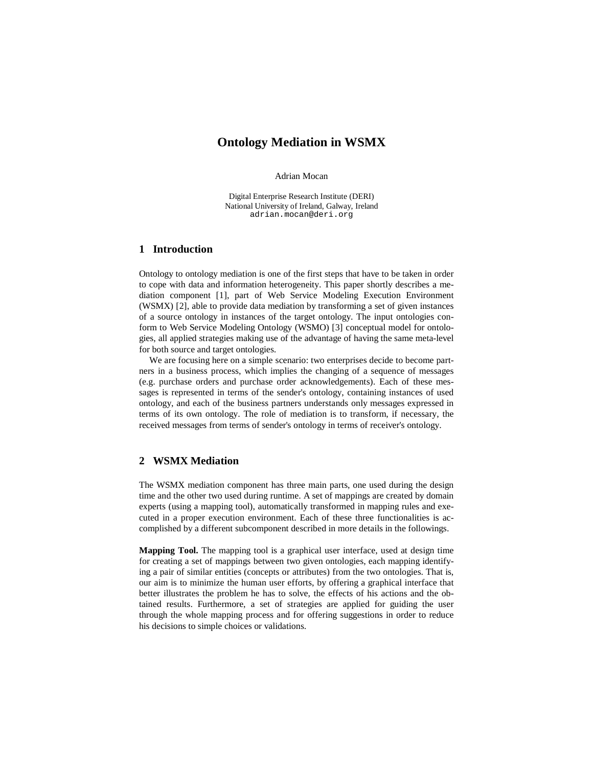# Ontology Mediation in WSMX

Adrian Mocan

Digital Enterprise Research Institute (DERI)
National University of Ireland, Galway, Ireland
adrian.mocan@deri.org

## 1 Introduction

Ontology to ontology mediation is one of the first steps that have to be taken in order to cope with data and information heterogeneity. This paper shortly describes a mediation component [1], part of Web Service Modeling Execution Environment (WSMX) [2], able to provide data mediation by transforming a set of given instances of a source ontology in instances of the target ontology. The input ontologies conform to Web Service Modeling Ontology (WSMO) [3] conceptual model for ontologies, all applied strategies making use of the advantage of having the same meta-level for both source and target ontologies.

We are focusing here on a simple scenario: two enterprises decide to become partners in a business process, which implies the changing of a sequence of messages (e.g. purchase orders and purchase order acknowledgements). Each of these messages is represented in terms of the sender's ontology, containing instances of used ontology, and each of the business partners understands only messages expressed in terms of its own ontology. The role of mediation is to transform, if necessary, the received messages from terms of sender's ontology in terms of receiver's ontology.

## 2 WSMX Mediation

The WSMX mediation component has three main parts, one used during the design time and the other two used during runtime. A set of mappings are created by domain experts (using a mapping tool), automatically transformed in mapping rules and executed in a proper execution environment. Each of these three functionalities is accomplished by a different subcomponent described in more details in the followings.

**Mapping Tool.** The mapping tool is a graphical user interface, used at design time for creating a set of mappings between two given ontologies, each mapping identifying a pair of similar entities (concepts or attributes) from the two ontologies. That is, our aim is to minimize the human user efforts, by offering a graphical interface that better illustrates the problem he has to solve, the effects of his actions and the obtained results. Furthermore, a set of strategies are applied for guiding the user through the whole mapping process and for offering suggestions in order to reduce his decisions to simple choices or validations.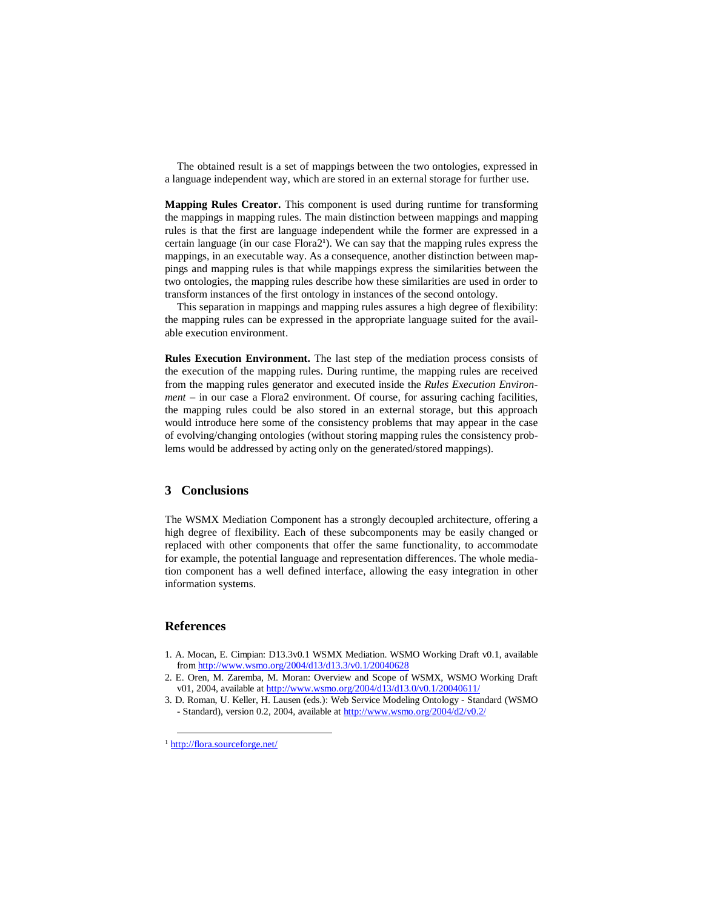The obtained result is a set of mappings between the two ontologies, expressed in a language independent way, which are stored in an external storage for further use.

**Mapping Rules Creator.** This component is used during runtime for transforming the mappings in mapping rules. The main distinction between mappings and mapping rules is that the first are language independent while the former are expressed in a certain language (in our case Flora2[1]). We can say that the mapping rules express the mappings, in an executable way. As a consequence, another distinction between mappings and mapping rules is that while mappings express the similarities between the two ontologies, the mapping rules describe how these similarities are used in order to transform instances of the first ontology in instances of the second ontology.

This separation in mappings and mapping rules assures a high degree of flexibility: the mapping rules can be expressed in the appropriate language suited for the available execution environment.

**Rules Execution Environment.** The last step of the mediation process consists of the execution of the mapping rules. During runtime, the mapping rules are received from the mapping rules generator and executed inside the *Rules Execution Environment* – in our case a Flora2 environment. Of course, for assuring caching facilities, the mapping rules could be also stored in an external storage, but this approach would introduce here some of the consistency problems that may appear in the case of evolving/changing ontologies (without storing mapping rules the consistency problems would be addressed by acting only on the generated/stored mappings).

## 3 Conclusions

The WSMX Mediation Component has a strongly decoupled architecture, offering a high degree of flexibility. Each of these subcomponents may be easily changed or replaced with other components that offer the same functionality, to accommodate for example, the potential language and representation differences. The whole mediation component has a well defined interface, allowing the easy integration in other information systems.

## References

1. A. Mocan, E. Cimpian: D13.3v0.1 WSMX Mediation. WSMO Working Draft v0.1, available from http://www.wsmo.org/2004/d13/d13.3/v0.1/20040628
2. E. Oren, M. Zaremba, M. Moran: Overview and Scope of WSMX, WSMO Working Draft v01, 2004, available at http://www.wsmo.org/2004/d13/d13.0/v0.1/20040611/
3. D. Roman, U. Keller, H. Lausen (eds.): Web Service Modeling Ontology - Standard (WSMO - Standard), version 0.2, 2004, available at http://www.wsmo.org/2004/d2/v0.2/

---

[1] http://flora.sourceforge.net/